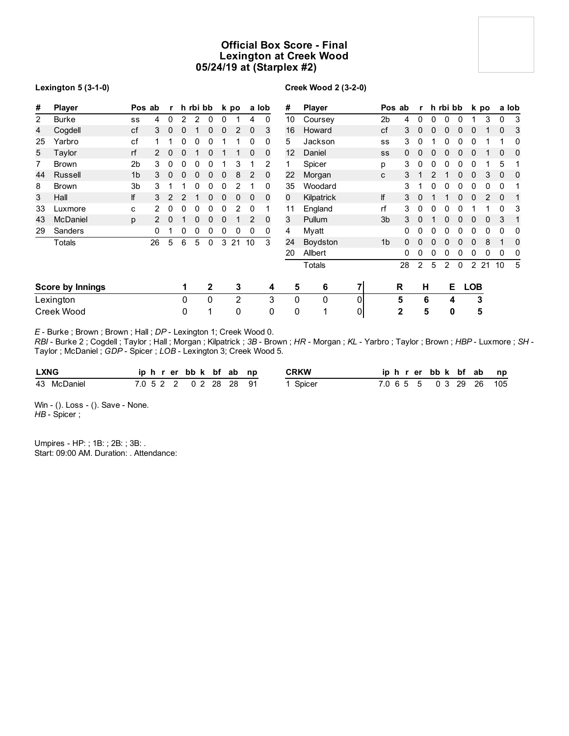# Official Box Score - Final
## Lexington at Creek Wood
## 05/24/19 at (Starplex #2)

**Lexington 5 (3-1-0)**

| # | Player | Pos | ab | r | h | rbi | bb | k | po | a | lob |
|---|---|---|---|---|---|---|---|---|---|---|---|
| 2 | Burke | ss | 4 | 0 | 2 | 2 | 0 | 0 | 1 | 4 | 0 |
| 4 | Cogdell | cf | 3 | 0 | 0 | 1 | 0 | 0 | 2 | 0 | 3 |
| 25 | Yarbro | cf | 1 | 1 | 0 | 0 | 0 | 1 | 1 | 0 | 0 |
| 5 | Taylor | rf | 2 | 0 | 0 | 1 | 0 | 1 | 1 | 0 | 0 |
| 7 | Brown | 2b | 3 | 0 | 0 | 0 | 0 | 1 | 3 | 1 | 2 |
| 44 | Russell | 1b | 3 | 0 | 0 | 0 | 0 | 0 | 8 | 2 | 0 |
| 8 | Brown | 3b | 3 | 1 | 1 | 0 | 0 | 0 | 2 | 1 | 0 |
| 3 | Hall | lf | 3 | 2 | 2 | 1 | 0 | 0 | 0 | 0 | 0 |
| 33 | Luxmore | c | 2 | 0 | 0 | 0 | 0 | 0 | 2 | 0 | 1 |
| 43 | McDaniel | p | 2 | 0 | 1 | 0 | 0 | 0 | 1 | 2 | 0 |
| 29 | Sanders | | 0 | 1 | 0 | 0 | 0 | 0 | 0 | 0 | 0 |
| | Totals | | 26 | 5 | 6 | 5 | 0 | 3 | 21 | 10 | 3 |

**Creek Wood 2 (3-2-0)**

| # | Player | Pos | ab | r | h | rbi | bb | k | po | a | lob |
|---|---|---|---|---|---|---|---|---|---|---|---|
| 10 | Coursey | 2b | 4 | 0 | 0 | 0 | 0 | 1 | 3 | 0 | 3 |
| 16 | Howard | cf | 3 | 0 | 0 | 0 | 0 | 0 | 1 | 0 | 3 |
| 5 | Jackson | ss | 3 | 0 | 1 | 0 | 0 | 0 | 1 | 1 | 0 |
| 12 | Daniel | ss | 0 | 0 | 0 | 0 | 0 | 0 | 1 | 0 | 0 |
| 1 | Spicer | p | 3 | 0 | 0 | 0 | 0 | 0 | 1 | 5 | 1 |
| 22 | Morgan | c | 3 | 1 | 2 | 1 | 0 | 0 | 3 | 0 | 0 |
| 35 | Woodard | | 3 | 1 | 0 | 0 | 0 | 0 | 0 | 0 | 1 |
| 0 | Kilpatrick | lf | 3 | 0 | 1 | 1 | 0 | 0 | 2 | 0 | 1 |
| 11 | England | rf | 3 | 0 | 0 | 0 | 0 | 1 | 1 | 0 | 3 |
| 3 | Pullum | 3b | 3 | 0 | 1 | 0 | 0 | 0 | 0 | 3 | 1 |
| 4 | Myatt | | 0 | 0 | 0 | 0 | 0 | 0 | 0 | 0 | 0 |
| 24 | Boydston | 1b | 0 | 0 | 0 | 0 | 0 | 0 | 8 | 1 | 0 |
| 20 | Allbert | | 0 | 0 | 0 | 0 | 0 | 0 | 0 | 0 | 0 |
| | Totals | | 28 | 2 | 5 | 2 | 0 | 2 | 21 | 10 | 5 |

| Score by Innings | 1 | 2 | 3 | 4 | 5 | 6 | 7 | R | H | E | LOB |
|---|---|---|---|---|---|---|---|---|---|---|---|
| Lexington | 0 | 0 | 2 | 3 | 0 | 0 | 0 | 5 | 6 | 4 | 3 |
| Creek Wood | 0 | 1 | 0 | 0 | 0 | 1 | 0 | 2 | 5 | 0 | 5 |

*E* - Burke ; Brown ; Brown ; Hall ; *DP* - Lexington 1; Creek Wood 0.
*RBI* - Burke 2 ; Cogdell ; Taylor ; Hall ; Morgan ; Kilpatrick ; *3B* - Brown ; *HR* - Morgan ; *KL* - Yarbro ; Taylor ; Brown ; *HBP* - Luxmore ; *SH* - Taylor ; McDaniel ; *GDP* - Spicer ; *LOB* - Lexington 3; Creek Wood 5.

| LXNG | ip | h | r | er | bb | k | bf | ab | np |
|---|---|---|---|---|---|---|---|---|---|
| 43 McDaniel | 7.0 | 5 | 2 | 2 | 0 | 2 | 28 | 28 | 91 |

| CRKW | ip | h | r | er | bb | k | bf | ab | np |
|---|---|---|---|---|---|---|---|---|---|
| 1 Spicer | 7.0 | 6 | 5 | 5 | 0 | 3 | 29 | 26 | 105 |

Win - (). Loss - (). Save - None.
*HB* - Spicer ;

Umpires - HP: ; 1B: ; 2B: ; 3B: .
Start: 09:00 AM. Duration: . Attendance: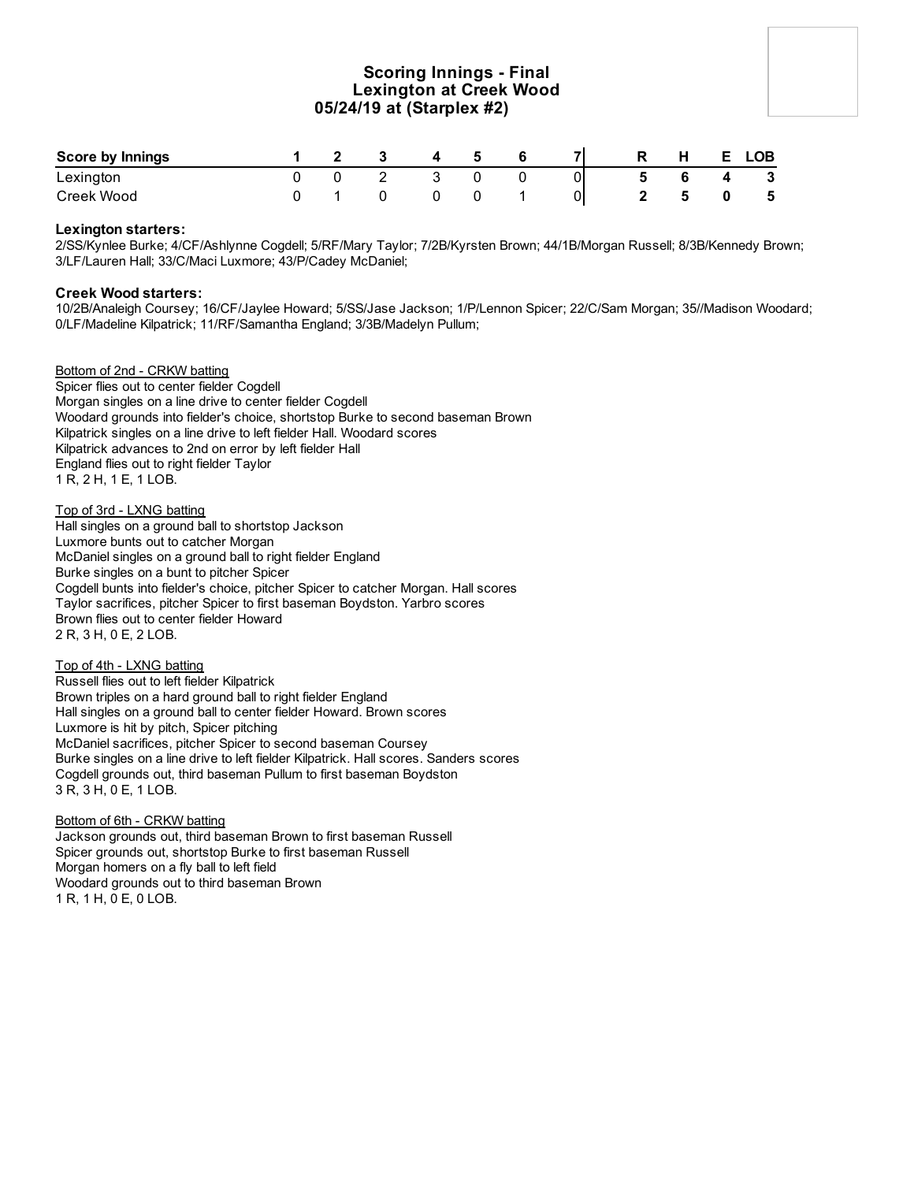# Scoring Innings - Final
## Lexington at Creek Wood
### 05/24/19 at (Starplex #2)

| Score by Innings | 1 | 2 | 3 | 4 | 5 | 6 | 7 | R | H | E | LOB |
|---|---|---|---|---|---|---|---|---|---|---|---|
| Lexington | 0 | 0 | 2 | 3 | 0 | 0 | 0 | 5 | 6 | 4 | 3 |
| Creek Wood | 0 | 1 | 0 | 0 | 0 | 1 | 0 | 2 | 5 | 0 | 5 |

**Lexington starters:**
2/SS/Kynlee Burke; 4/CF/Ashlynne Cogdell; 5/RF/Mary Taylor; 7/2B/Kyrsten Brown; 44/1B/Morgan Russell; 8/3B/Kennedy Brown; 3/LF/Lauren Hall; 33/C/Maci Luxmore; 43/P/Cadey McDaniel;

**Creek Wood starters:**
10/2B/Analeigh Coursey; 16/CF/Jaylee Howard; 5/SS/Jase Jackson; 1/P/Lennon Spicer; 22/C/Sam Morgan; 35//Madison Woodard; 0/LF/Madeline Kilpatrick; 11/RF/Samantha England; 3/3B/Madelyn Pullum;

Bottom of 2nd - CRKW batting
Spicer flies out to center fielder Cogdell
Morgan singles on a line drive to center fielder Cogdell
Woodard grounds into fielder's choice, shortstop Burke to second baseman Brown
Kilpatrick singles on a line drive to left fielder Hall. Woodard scores
Kilpatrick advances to 2nd on error by left fielder Hall
England flies out to right fielder Taylor
1 R, 2 H, 1 E, 1 LOB.

Top of 3rd - LXNG batting
Hall singles on a ground ball to shortstop Jackson
Luxmore bunts out to catcher Morgan
McDaniel singles on a ground ball to right fielder England
Burke singles on a bunt to pitcher Spicer
Cogdell bunts into fielder's choice, pitcher Spicer to catcher Morgan. Hall scores
Taylor sacrifices, pitcher Spicer to first baseman Boydston. Yarbro scores
Brown flies out to center fielder Howard
2 R, 3 H, 0 E, 2 LOB.

Top of 4th - LXNG batting
Russell flies out to left fielder Kilpatrick
Brown triples on a hard ground ball to right fielder England
Hall singles on a ground ball to center fielder Howard. Brown scores
Luxmore is hit by pitch, Spicer pitching
McDaniel sacrifices, pitcher Spicer to second baseman Coursey
Burke singles on a line drive to left fielder Kilpatrick. Hall scores. Sanders scores
Cogdell grounds out, third baseman Pullum to first baseman Boydston
3 R, 3 H, 0 E, 1 LOB.

Bottom of 6th - CRKW batting
Jackson grounds out, third baseman Brown to first baseman Russell
Spicer grounds out, shortstop Burke to first baseman Russell
Morgan homers on a fly ball to left field
Woodard grounds out to third baseman Brown
1 R, 1 H, 0 E, 0 LOB.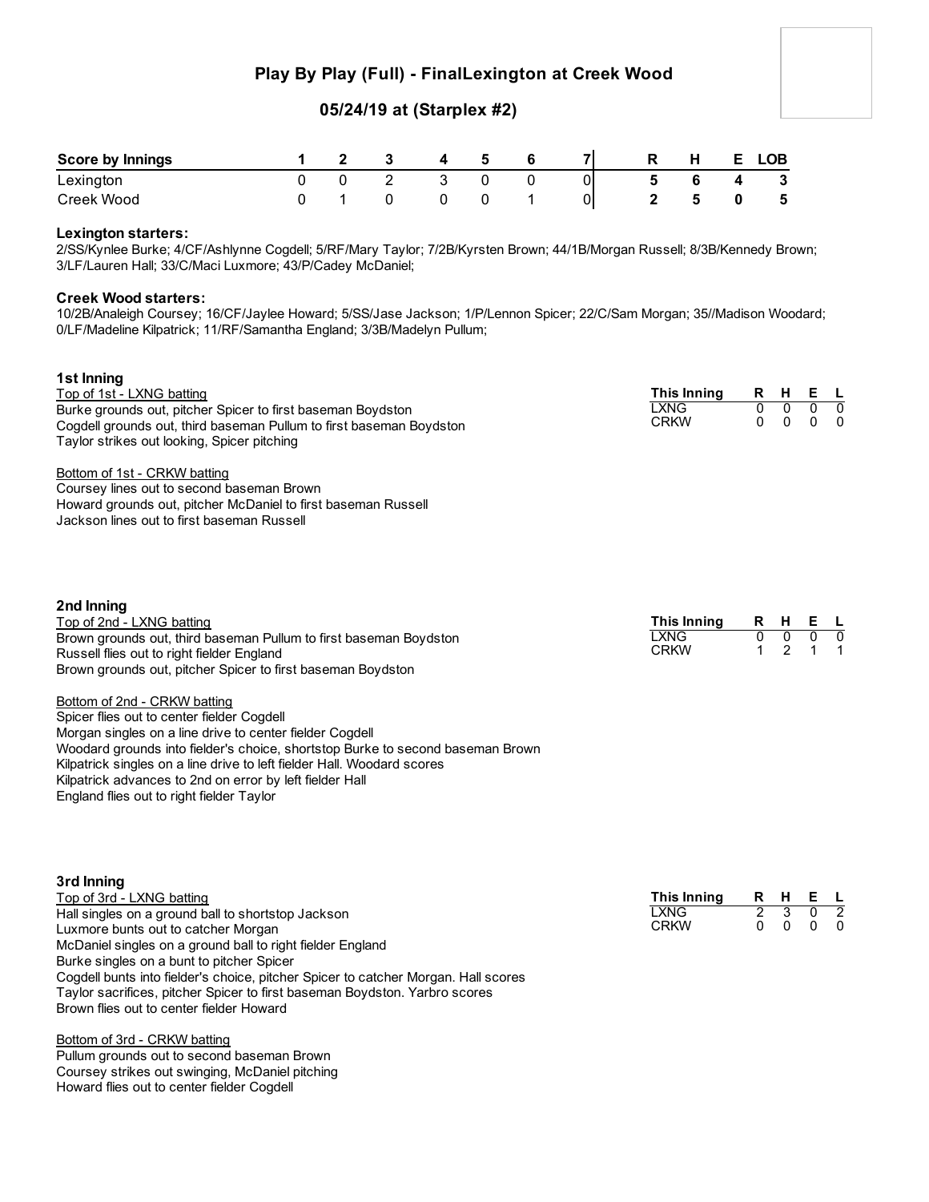# Play By Play (Full) - FinalLexington at Creek Wood

## 05/24/19 at (Starplex #2)

| Score by Innings | 1 | 2 | 3 | 4 | 5 | 6 | 7 | R | H | E | LOB |
|---|---|---|---|---|---|---|---|---|---|---|---|
| Lexington | 0 | 0 | 2 | 3 | 0 | 0 | 0 | 5 | 6 | 4 | 3 |
| Creek Wood | 0 | 1 | 0 | 0 | 0 | 1 | 0 | 2 | 5 | 0 | 5 |

**Lexington starters:**
2/SS/Kynlee Burke; 4/CF/Ashlynne Cogdell; 5/RF/Mary Taylor; 7/2B/Kyrsten Brown; 44/1B/Morgan Russell; 8/3B/Kennedy Brown; 3/LF/Lauren Hall; 33/C/Maci Luxmore; 43/P/Cadey McDaniel;

**Creek Wood starters:**
10/2B/Analeigh Coursey; 16/CF/Jaylee Howard; 5/SS/Jase Jackson; 1/P/Lennon Spicer; 22/C/Sam Morgan; 35//Madison Woodard; 0/LF/Madeline Kilpatrick; 11/RF/Samantha England; 3/3B/Madelyn Pullum;

### 1st Inning

| This Inning | R | H | E | L |
|---|---|---|---|---|
| LXNG | 0 | 0 | 0 | 0 |
| CRKW | 0 | 0 | 0 | 0 |

Top of 1st - LXNG batting
Burke grounds out, pitcher Spicer to first baseman Boydston
Cogdell grounds out, third baseman Pullum to first baseman Boydston
Taylor strikes out looking, Spicer pitching

Bottom of 1st - CRKW batting
Coursey lines out to second baseman Brown
Howard grounds out, pitcher McDaniel to first baseman Russell
Jackson lines out to first baseman Russell

### 2nd Inning

| This Inning | R | H | E | L |
|---|---|---|---|---|
| LXNG | 0 | 0 | 0 | 0 |
| CRKW | 1 | 2 | 1 | 1 |

Top of 2nd - LXNG batting
Brown grounds out, third baseman Pullum to first baseman Boydston
Russell flies out to right fielder England
Brown grounds out, pitcher Spicer to first baseman Boydston

Bottom of 2nd - CRKW batting
Spicer flies out to center fielder Cogdell
Morgan singles on a line drive to center fielder Cogdell
Woodard grounds into fielder's choice, shortstop Burke to second baseman Brown
Kilpatrick singles on a line drive to left fielder Hall. Woodard scores
Kilpatrick advances to 2nd on error by left fielder Hall
England flies out to right fielder Taylor

### 3rd Inning

| This Inning | R | H | E | L |
|---|---|---|---|---|
| LXNG | 2 | 3 | 0 | 2 |
| CRKW | 0 | 0 | 0 | 0 |

Top of 3rd - LXNG batting
Hall singles on a ground ball to shortstop Jackson
Luxmore bunts out to catcher Morgan
McDaniel singles on a ground ball to right fielder England
Burke singles on a bunt to pitcher Spicer
Cogdell bunts into fielder's choice, pitcher Spicer to catcher Morgan. Hall scores
Taylor sacrifices, pitcher Spicer to first baseman Boydston. Yarbro scores
Brown flies out to center fielder Howard

Bottom of 3rd - CRKW batting
Pullum grounds out to second baseman Brown
Coursey strikes out swinging, McDaniel pitching
Howard flies out to center fielder Cogdell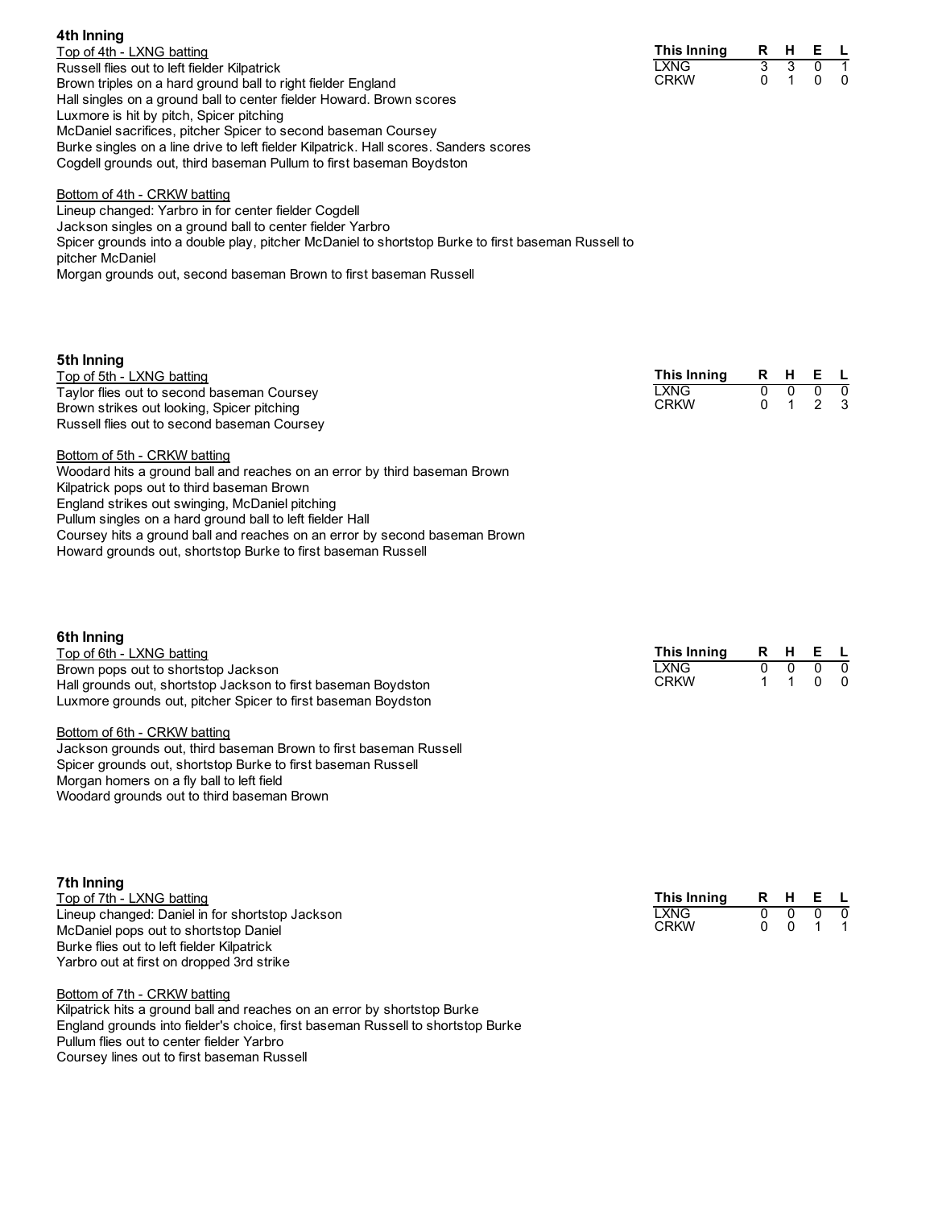### 4th Inning

Top of 4th - LXNG batting

Russell flies out to left fielder Kilpatrick
Brown triples on a hard ground ball to right fielder England
Hall singles on a ground ball to center fielder Howard. Brown scores
Luxmore is hit by pitch, Spicer pitching
McDaniel sacrifices, pitcher Spicer to second baseman Coursey
Burke singles on a line drive to left fielder Kilpatrick. Hall scores. Sanders scores
Cogdell grounds out, third baseman Pullum to first baseman Boydston

| This Inning | R | H | E | L |
|---|---|---|---|---|
| LXNG | 3 | 3 | 0 | 1 |
| CRKW | 0 | 1 | 0 | 0 |

Bottom of 4th - CRKW batting

Lineup changed: Yarbro in for center fielder Cogdell
Jackson singles on a ground ball to center fielder Yarbro
Spicer grounds into a double play, pitcher McDaniel to shortstop Burke to first baseman Russell to pitcher McDaniel
Morgan grounds out, second baseman Brown to first baseman Russell

### 5th Inning

Top of 5th - LXNG batting

Taylor flies out to second baseman Coursey
Brown strikes out looking, Spicer pitching
Russell flies out to second baseman Coursey

| This Inning | R | H | E | L |
|---|---|---|---|---|
| LXNG | 0 | 0 | 0 | 0 |
| CRKW | 0 | 1 | 2 | 3 |

Bottom of 5th - CRKW batting

Woodard hits a ground ball and reaches on an error by third baseman Brown
Kilpatrick pops out to third baseman Brown
England strikes out swinging, McDaniel pitching
Pullum singles on a hard ground ball to left fielder Hall
Coursey hits a ground ball and reaches on an error by second baseman Brown
Howard grounds out, shortstop Burke to first baseman Russell

### 6th Inning

Top of 6th - LXNG batting

Brown pops out to shortstop Jackson
Hall grounds out, shortstop Jackson to first baseman Boydston
Luxmore grounds out, pitcher Spicer to first baseman Boydston

| This Inning | R | H | E | L |
|---|---|---|---|---|
| LXNG | 0 | 0 | 0 | 0 |
| CRKW | 1 | 1 | 0 | 0 |

Bottom of 6th - CRKW batting

Jackson grounds out, third baseman Brown to first baseman Russell
Spicer grounds out, shortstop Burke to first baseman Russell
Morgan homers on a fly ball to left field
Woodard grounds out to third baseman Brown

### 7th Inning

Top of 7th - LXNG batting

Lineup changed: Daniel in for shortstop Jackson
McDaniel pops out to shortstop Daniel
Burke flies out to left fielder Kilpatrick
Yarbro out at first on dropped 3rd strike

| This Inning | R | H | E | L |
|---|---|---|---|---|
| LXNG | 0 | 0 | 0 | 0 |
| CRKW | 0 | 0 | 1 | 1 |

Bottom of 7th - CRKW batting

Kilpatrick hits a ground ball and reaches on an error by shortstop Burke
England grounds into fielder's choice, first baseman Russell to shortstop Burke
Pullum flies out to center fielder Yarbro
Coursey lines out to first baseman Russell